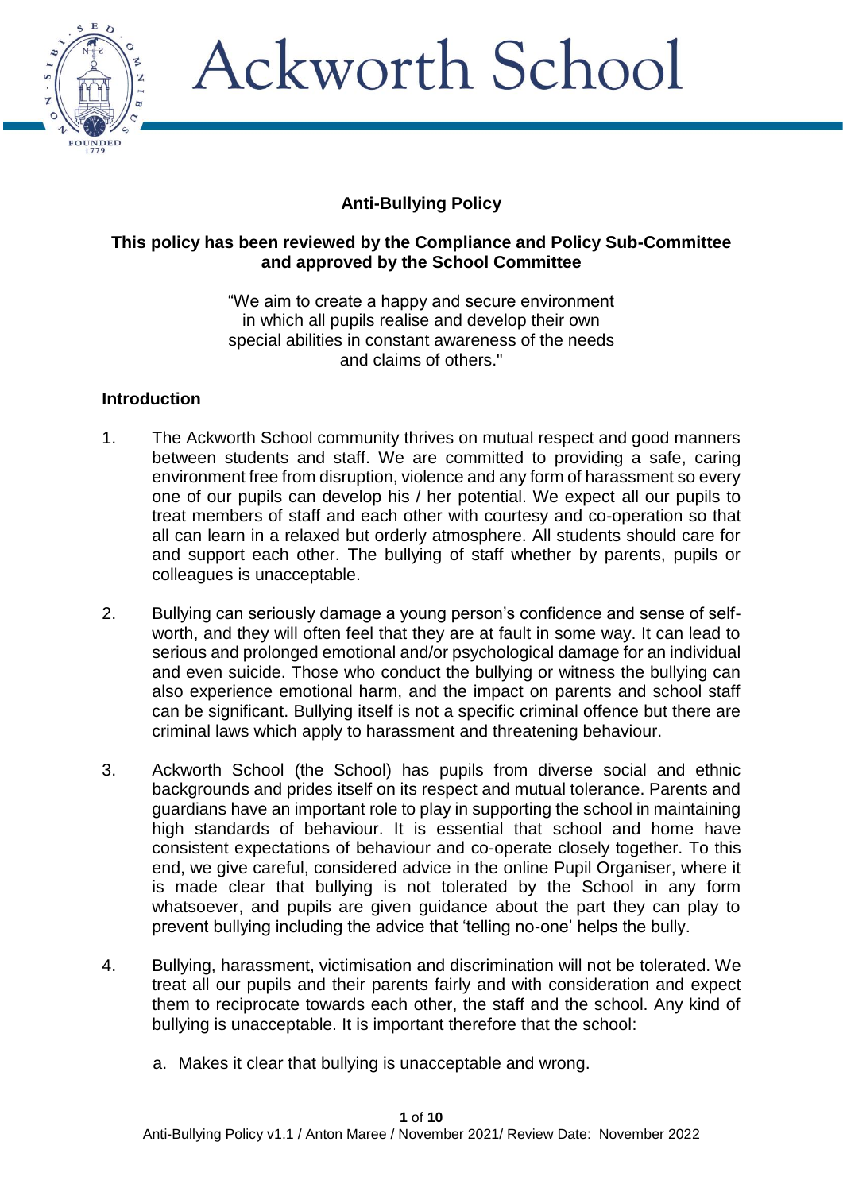# Ackworth School

## Anti-Bullying Policy

**This policy has been reviewed by the Compliance and Policy Sub-Committee and approved by the School Committee**

"We aim to create a happy and secure environment in which all pupils realise and develop their own special abilities in constant awareness of the needs and claims of others."

### Introduction

1. The Ackworth School community thrives on mutual respect and good manners between students and staff. We are committed to providing a safe, caring environment free from disruption, violence and any form of harassment so every one of our pupils can develop his / her potential. We expect all our pupils to treat members of staff and each other with courtesy and co-operation so that all can learn in a relaxed but orderly atmosphere. All students should care for and support each other. The bullying of staff whether by parents, pupils or colleagues is unacceptable.

2. Bullying can seriously damage a young person's confidence and sense of self-worth, and they will often feel that they are at fault in some way. It can lead to serious and prolonged emotional and/or psychological damage for an individual and even suicide. Those who conduct the bullying or witness the bullying can also experience emotional harm, and the impact on parents and school staff can be significant. Bullying itself is not a specific criminal offence but there are criminal laws which apply to harassment and threatening behaviour.

3. Ackworth School (the School) has pupils from diverse social and ethnic backgrounds and prides itself on its respect and mutual tolerance. Parents and guardians have an important role to play in supporting the school in maintaining high standards of behaviour. It is essential that school and home have consistent expectations of behaviour and co-operate closely together. To this end, we give careful, considered advice in the online Pupil Organiser, where it is made clear that bullying is not tolerated by the School in any form whatsoever, and pupils are given guidance about the part they can play to prevent bullying including the advice that 'telling no-one' helps the bully.

4. Bullying, harassment, victimisation and discrimination will not be tolerated. We treat all our pupils and their parents fairly and with consideration and expect them to reciprocate towards each other, the staff and the school. Any kind of bullying is unacceptable. It is important therefore that the school:

   a. Makes it clear that bullying is unacceptable and wrong.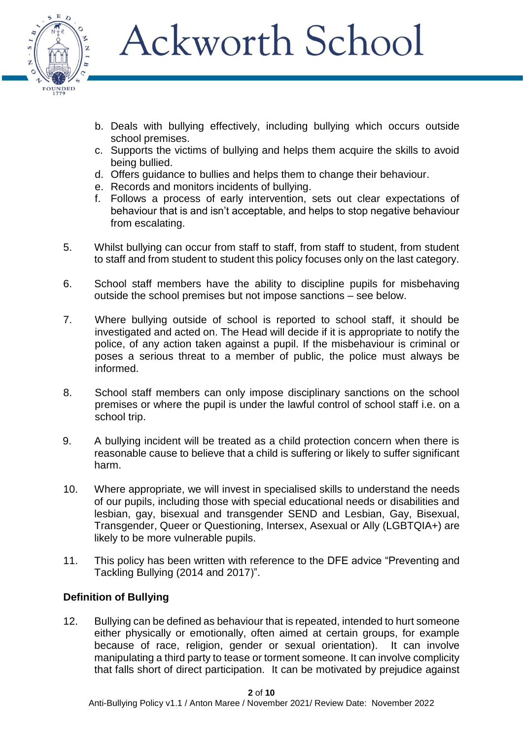b. Deals with bullying effectively, including bullying which occurs outside school premises.
c. Supports the victims of bullying and helps them acquire the skills to avoid being bullied.
d. Offers guidance to bullies and helps them to change their behaviour.
e. Records and monitors incidents of bullying.
f. Follows a process of early intervention, sets out clear expectations of behaviour that is and isn't acceptable, and helps to stop negative behaviour from escalating.

5. Whilst bullying can occur from staff to staff, from staff to student, from student to staff and from student to student this policy focuses only on the last category.

6. School staff members have the ability to discipline pupils for misbehaving outside the school premises but not impose sanctions – see below.

7. Where bullying outside of school is reported to school staff, it should be investigated and acted on. The Head will decide if it is appropriate to notify the police, of any action taken against a pupil. If the misbehaviour is criminal or poses a serious threat to a member of public, the police must always be informed.

8. School staff members can only impose disciplinary sanctions on the school premises or where the pupil is under the lawful control of school staff i.e. on a school trip.

9. A bullying incident will be treated as a child protection concern when there is reasonable cause to believe that a child is suffering or likely to suffer significant harm.

10. Where appropriate, we will invest in specialised skills to understand the needs of our pupils, including those with special educational needs or disabilities and lesbian, gay, bisexual and transgender SEND and Lesbian, Gay, Bisexual, Transgender, Queer or Questioning, Intersex, Asexual or Ally (LGBTQIA+) are likely to be more vulnerable pupils.

11. This policy has been written with reference to the DFE advice "Preventing and Tackling Bullying (2014 and 2017)".

**Definition of Bullying**

12. Bullying can be defined as behaviour that is repeated, intended to hurt someone either physically or emotionally, often aimed at certain groups, for example because of race, religion, gender or sexual orientation). It can involve manipulating a third party to tease or torment someone. It can involve complicity that falls short of direct participation. It can be motivated by prejudice against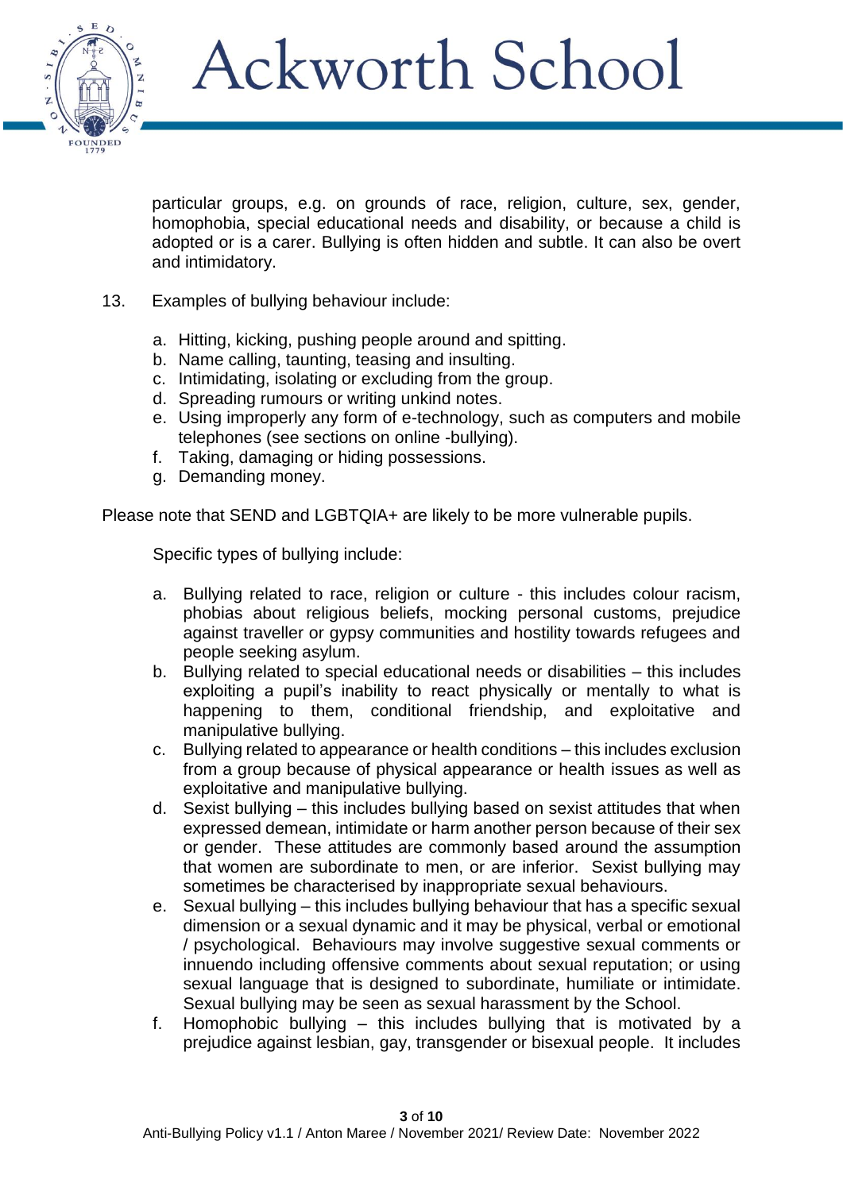particular groups, e.g. on grounds of race, religion, culture, sex, gender, homophobia, special educational needs and disability, or because a child is adopted or is a carer. Bullying is often hidden and subtle. It can also be overt and intimidatory.

13. Examples of bullying behaviour include:

    a. Hitting, kicking, pushing people around and spitting.
    b. Name calling, taunting, teasing and insulting.
    c. Intimidating, isolating or excluding from the group.
    d. Spreading rumours or writing unkind notes.
    e. Using improperly any form of e-technology, such as computers and mobile telephones (see sections on online -bullying).
    f. Taking, damaging or hiding possessions.
    g. Demanding money.

Please note that SEND and LGBTQIA+ are likely to be more vulnerable pupils.

Specific types of bullying include:

a. Bullying related to race, religion or culture - this includes colour racism, phobias about religious beliefs, mocking personal customs, prejudice against traveller or gypsy communities and hostility towards refugees and people seeking asylum.
b. Bullying related to special educational needs or disabilities – this includes exploiting a pupil's inability to react physically or mentally to what is happening to them, conditional friendship, and exploitative and manipulative bullying.
c. Bullying related to appearance or health conditions – this includes exclusion from a group because of physical appearance or health issues as well as exploitative and manipulative bullying.
d. Sexist bullying – this includes bullying based on sexist attitudes that when expressed demean, intimidate or harm another person because of their sex or gender. These attitudes are commonly based around the assumption that women are subordinate to men, or are inferior. Sexist bullying may sometimes be characterised by inappropriate sexual behaviours.
e. Sexual bullying – this includes bullying behaviour that has a specific sexual dimension or a sexual dynamic and it may be physical, verbal or emotional / psychological. Behaviours may involve suggestive sexual comments or innuendo including offensive comments about sexual reputation; or using sexual language that is designed to subordinate, humiliate or intimidate. Sexual bullying may be seen as sexual harassment by the School.
f. Homophobic bullying – this includes bullying that is motivated by a prejudice against lesbian, gay, transgender or bisexual people. It includes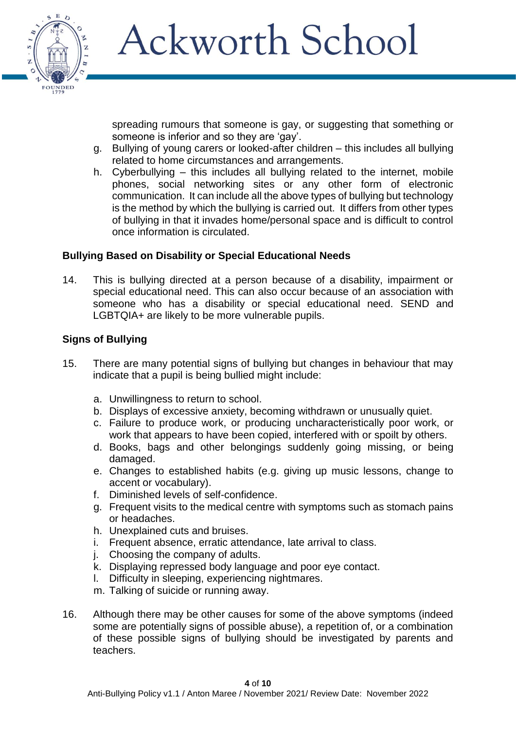spreading rumours that someone is gay, or suggesting that something or someone is inferior and so they are 'gay'.

g. Bullying of young carers or looked-after children – this includes all bullying related to home circumstances and arrangements.
h. Cyberbullying – this includes all bullying related to the internet, mobile phones, social networking sites or any other form of electronic communication. It can include all the above types of bullying but technology is the method by which the bullying is carried out. It differs from other types of bullying in that it invades home/personal space and is difficult to control once information is circulated.

**Bullying Based on Disability or Special Educational Needs**

14. This is bullying directed at a person because of a disability, impairment or special educational need. This can also occur because of an association with someone who has a disability or special educational need. SEND and LGBTQIA+ are likely to be more vulnerable pupils.

**Signs of Bullying**

15. There are many potential signs of bullying but changes in behaviour that may indicate that a pupil is being bullied might include:

    a. Unwillingness to return to school.
    b. Displays of excessive anxiety, becoming withdrawn or unusually quiet.
    c. Failure to produce work, or producing uncharacteristically poor work, or work that appears to have been copied, interfered with or spoilt by others.
    d. Books, bags and other belongings suddenly going missing, or being damaged.
    e. Changes to established habits (e.g. giving up music lessons, change to accent or vocabulary).
    f. Diminished levels of self-confidence.
    g. Frequent visits to the medical centre with symptoms such as stomach pains or headaches.
    h. Unexplained cuts and bruises.
    i. Frequent absence, erratic attendance, late arrival to class.
    j. Choosing the company of adults.
    k. Displaying repressed body language and poor eye contact.
    l. Difficulty in sleeping, experiencing nightmares.
    m. Talking of suicide or running away.

16. Although there may be other causes for some of the above symptoms (indeed some are potentially signs of possible abuse), a repetition of, or a combination of these possible signs of bullying should be investigated by parents and teachers.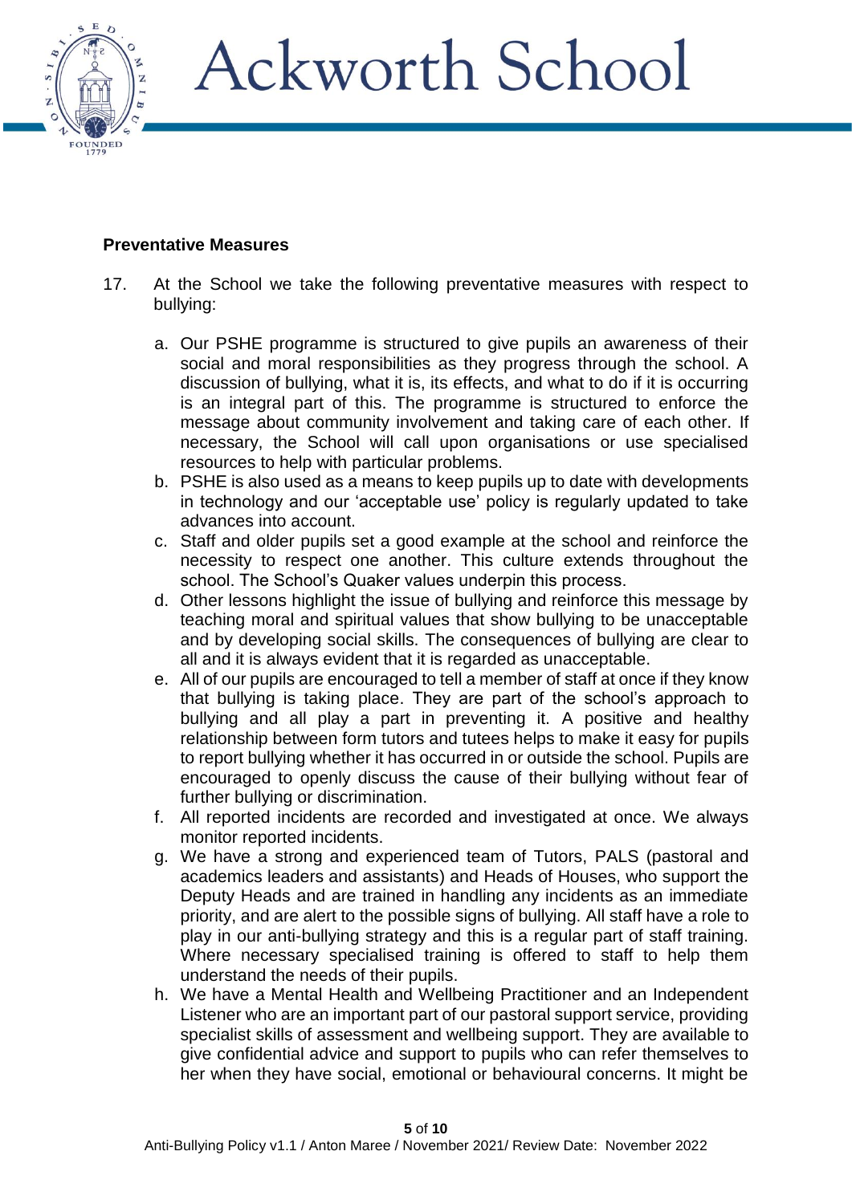## Preventative Measures

17. At the School we take the following preventative measures with respect to bullying:

    a. Our PSHE programme is structured to give pupils an awareness of their social and moral responsibilities as they progress through the school. A discussion of bullying, what it is, its effects, and what to do if it is occurring is an integral part of this. The programme is structured to enforce the message about community involvement and taking care of each other. If necessary, the School will call upon organisations or use specialised resources to help with particular problems.
    b. PSHE is also used as a means to keep pupils up to date with developments in technology and our 'acceptable use' policy is regularly updated to take advances into account.
    c. Staff and older pupils set a good example at the school and reinforce the necessity to respect one another. This culture extends throughout the school. The School's Quaker values underpin this process.
    d. Other lessons highlight the issue of bullying and reinforce this message by teaching moral and spiritual values that show bullying to be unacceptable and by developing social skills. The consequences of bullying are clear to all and it is always evident that it is regarded as unacceptable.
    e. All of our pupils are encouraged to tell a member of staff at once if they know that bullying is taking place. They are part of the school's approach to bullying and all play a part in preventing it. A positive and healthy relationship between form tutors and tutees helps to make it easy for pupils to report bullying whether it has occurred in or outside the school. Pupils are encouraged to openly discuss the cause of their bullying without fear of further bullying or discrimination.
    f. All reported incidents are recorded and investigated at once. We always monitor reported incidents.
    g. We have a strong and experienced team of Tutors, PALS (pastoral and academics leaders and assistants) and Heads of Houses, who support the Deputy Heads and are trained in handling any incidents as an immediate priority, and are alert to the possible signs of bullying. All staff have a role to play in our anti-bullying strategy and this is a regular part of staff training. Where necessary specialised training is offered to staff to help them understand the needs of their pupils.
    h. We have a Mental Health and Wellbeing Practitioner and an Independent Listener who are an important part of our pastoral support service, providing specialist skills of assessment and wellbeing support. They are available to give confidential advice and support to pupils who can refer themselves to her when they have social, emotional or behavioural concerns. It might be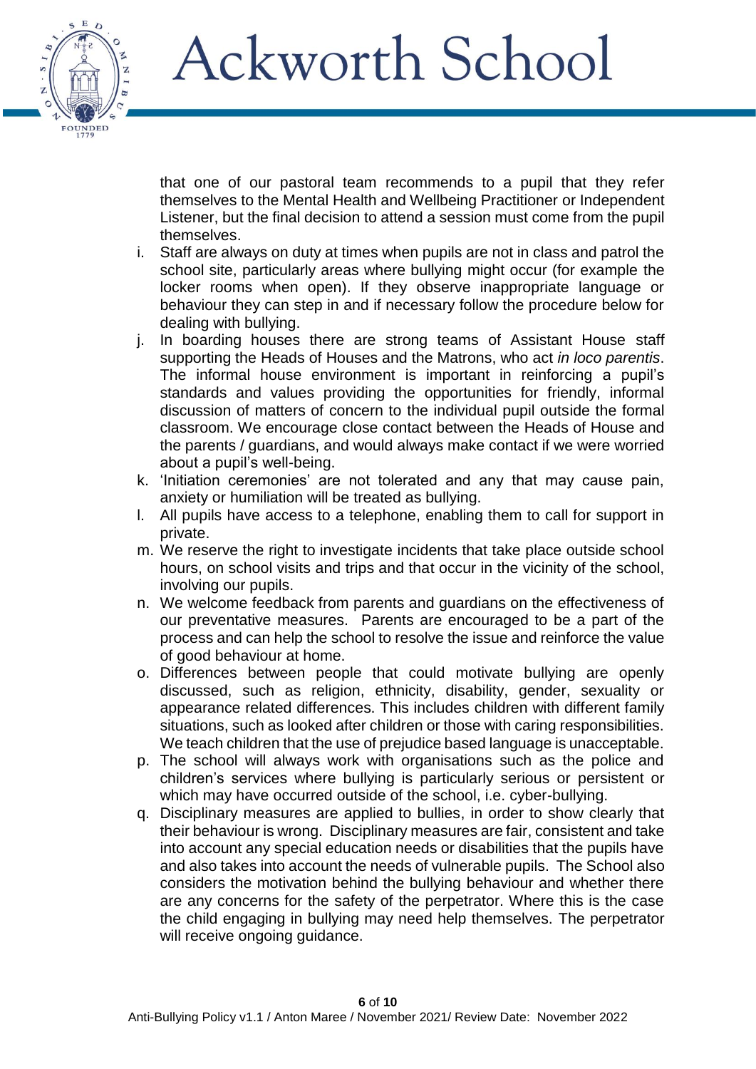that one of our pastoral team recommends to a pupil that they refer themselves to the Mental Health and Wellbeing Practitioner or Independent Listener, but the final decision to attend a session must come from the pupil themselves.

i. Staff are always on duty at times when pupils are not in class and patrol the school site, particularly areas where bullying might occur (for example the locker rooms when open). If they observe inappropriate language or behaviour they can step in and if necessary follow the procedure below for dealing with bullying.
j. In boarding houses there are strong teams of Assistant House staff supporting the Heads of Houses and the Matrons, who act *in loco parentis*. The informal house environment is important in reinforcing a pupil's standards and values providing the opportunities for friendly, informal discussion of matters of concern to the individual pupil outside the formal classroom. We encourage close contact between the Heads of House and the parents / guardians, and would always make contact if we were worried about a pupil's well-being.
k. 'Initiation ceremonies' are not tolerated and any that may cause pain, anxiety or humiliation will be treated as bullying.
l. All pupils have access to a telephone, enabling them to call for support in private.
m. We reserve the right to investigate incidents that take place outside school hours, on school visits and trips and that occur in the vicinity of the school, involving our pupils.
n. We welcome feedback from parents and guardians on the effectiveness of our preventative measures. Parents are encouraged to be a part of the process and can help the school to resolve the issue and reinforce the value of good behaviour at home.
o. Differences between people that could motivate bullying are openly discussed, such as religion, ethnicity, disability, gender, sexuality or appearance related differences. This includes children with different family situations, such as looked after children or those with caring responsibilities. We teach children that the use of prejudice based language is unacceptable.
p. The school will always work with organisations such as the police and children's services where bullying is particularly serious or persistent or which may have occurred outside of the school, i.e. cyber-bullying.
q. Disciplinary measures are applied to bullies, in order to show clearly that their behaviour is wrong. Disciplinary measures are fair, consistent and take into account any special education needs or disabilities that the pupils have and also takes into account the needs of vulnerable pupils. The School also considers the motivation behind the bullying behaviour and whether there are any concerns for the safety of the perpetrator. Where this is the case the child engaging in bullying may need help themselves. The perpetrator will receive ongoing guidance.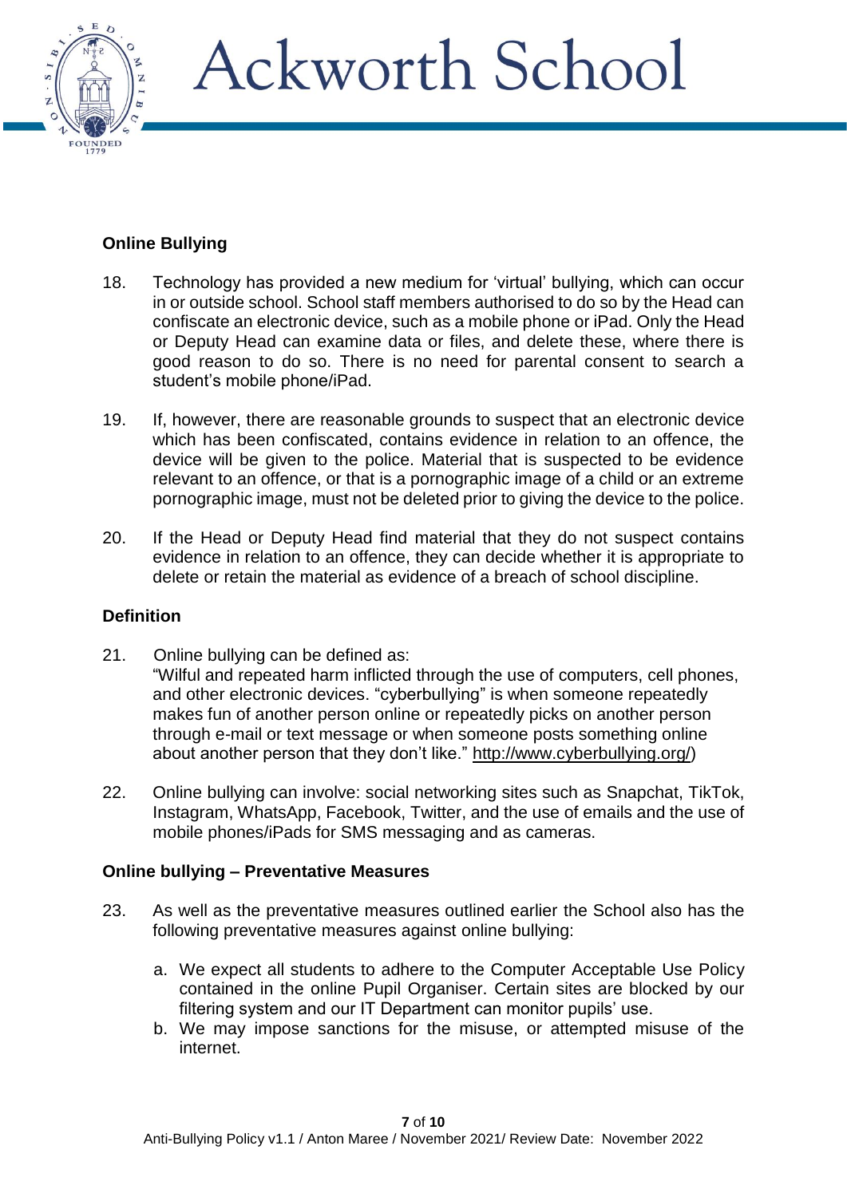## Online Bullying

18. Technology has provided a new medium for 'virtual' bullying, which can occur in or outside school. School staff members authorised to do so by the Head can confiscate an electronic device, such as a mobile phone or iPad. Only the Head or Deputy Head can examine data or files, and delete these, where there is good reason to do so. There is no need for parental consent to search a student's mobile phone/iPad.

19. If, however, there are reasonable grounds to suspect that an electronic device which has been confiscated, contains evidence in relation to an offence, the device will be given to the police. Material that is suspected to be evidence relevant to an offence, or that is a pornographic image of a child or an extreme pornographic image, must not be deleted prior to giving the device to the police.

20. If the Head or Deputy Head find material that they do not suspect contains evidence in relation to an offence, they can decide whether it is appropriate to delete or retain the material as evidence of a breach of school discipline.

## Definition

21. Online bullying can be defined as:
"Wilful and repeated harm inflicted through the use of computers, cell phones, and other electronic devices. "cyberbullying" is when someone repeatedly makes fun of another person online or repeatedly picks on another person through e-mail or text message or when someone posts something online about another person that they don't like." http://www.cyberbullying.org/)

22. Online bullying can involve: social networking sites such as Snapchat, TikTok, Instagram, WhatsApp, Facebook, Twitter, and the use of emails and the use of mobile phones/iPads for SMS messaging and as cameras.

## Online bullying – Preventative Measures

23. As well as the preventative measures outlined earlier the School also has the following preventative measures against online bullying:

    a. We expect all students to adhere to the Computer Acceptable Use Policy contained in the online Pupil Organiser. Certain sites are blocked by our filtering system and our IT Department can monitor pupils' use.
    b. We may impose sanctions for the misuse, or attempted misuse of the internet.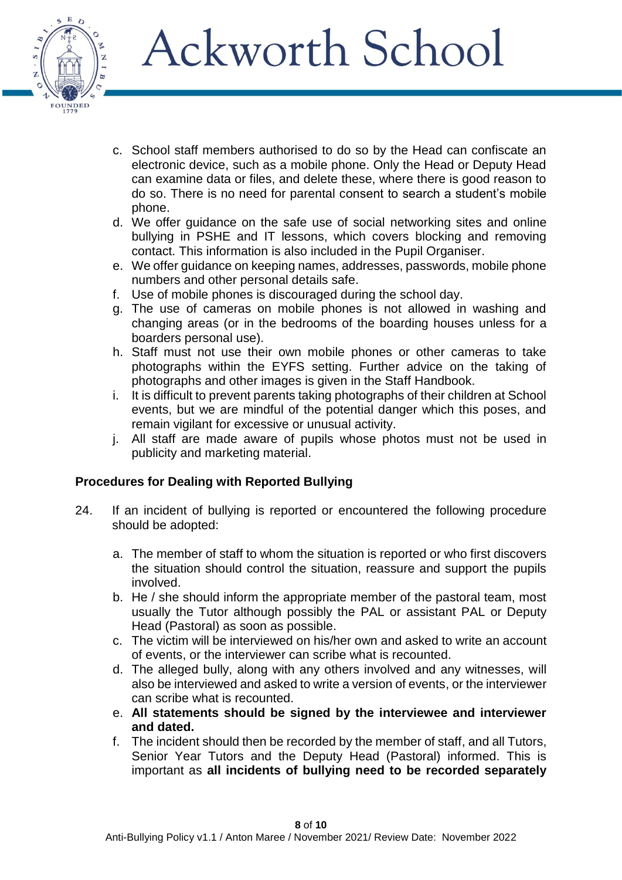c. School staff members authorised to do so by the Head can confiscate an electronic device, such as a mobile phone. Only the Head or Deputy Head can examine data or files, and delete these, where there is good reason to do so. There is no need for parental consent to search a student's mobile phone.
d. We offer guidance on the safe use of social networking sites and online bullying in PSHE and IT lessons, which covers blocking and removing contact. This information is also included in the Pupil Organiser.
e. We offer guidance on keeping names, addresses, passwords, mobile phone numbers and other personal details safe.
f. Use of mobile phones is discouraged during the school day.
g. The use of cameras on mobile phones is not allowed in washing and changing areas (or in the bedrooms of the boarding houses unless for a boarders personal use).
h. Staff must not use their own mobile phones or other cameras to take photographs within the EYFS setting. Further advice on the taking of photographs and other images is given in the Staff Handbook.
i. It is difficult to prevent parents taking photographs of their children at School events, but we are mindful of the potential danger which this poses, and remain vigilant for excessive or unusual activity.
j. All staff are made aware of pupils whose photos must not be used in publicity and marketing material.

**Procedures for Dealing with Reported Bullying**

24. If an incident of bullying is reported or encountered the following procedure should be adopted:

   a. The member of staff to whom the situation is reported or who first discovers the situation should control the situation, reassure and support the pupils involved.
   b. He / she should inform the appropriate member of the pastoral team, most usually the Tutor although possibly the PAL or assistant PAL or Deputy Head (Pastoral) as soon as possible.
   c. The victim will be interviewed on his/her own and asked to write an account of events, or the interviewer can scribe what is recounted.
   d. The alleged bully, along with any others involved and any witnesses, will also be interviewed and asked to write a version of events, or the interviewer can scribe what is recounted.
   e. **All statements should be signed by the interviewee and interviewer and dated.**
   f. The incident should then be recorded by the member of staff, and all Tutors, Senior Year Tutors and the Deputy Head (Pastoral) informed. This is important as **all incidents of bullying need to be recorded separately**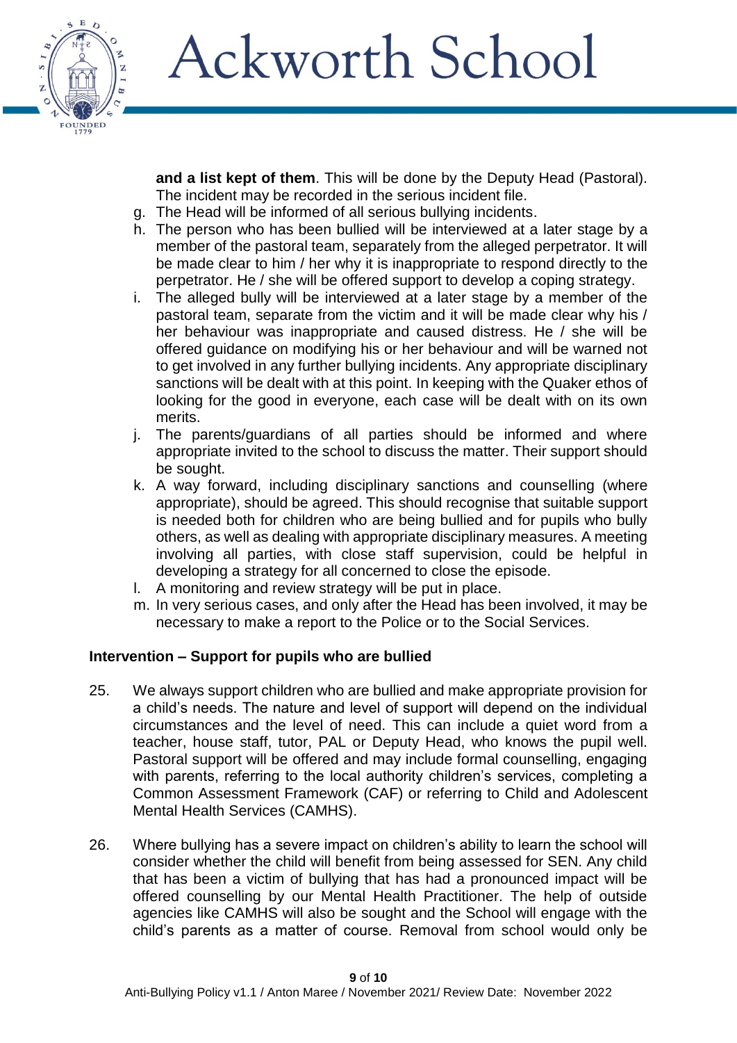**and a list kept of them**. This will be done by the Deputy Head (Pastoral). The incident may be recorded in the serious incident file.

g. The Head will be informed of all serious bullying incidents.
h. The person who has been bullied will be interviewed at a later stage by a member of the pastoral team, separately from the alleged perpetrator. It will be made clear to him / her why it is inappropriate to respond directly to the perpetrator. He / she will be offered support to develop a coping strategy.
i. The alleged bully will be interviewed at a later stage by a member of the pastoral team, separate from the victim and it will be made clear why his / her behaviour was inappropriate and caused distress. He / she will be offered guidance on modifying his or her behaviour and will be warned not to get involved in any further bullying incidents. Any appropriate disciplinary sanctions will be dealt with at this point. In keeping with the Quaker ethos of looking for the good in everyone, each case will be dealt with on its own merits.
j. The parents/guardians of all parties should be informed and where appropriate invited to the school to discuss the matter. Their support should be sought.
k. A way forward, including disciplinary sanctions and counselling (where appropriate), should be agreed. This should recognise that suitable support is needed both for children who are being bullied and for pupils who bully others, as well as dealing with appropriate disciplinary measures. A meeting involving all parties, with close staff supervision, could be helpful in developing a strategy for all concerned to close the episode.
l. A monitoring and review strategy will be put in place.
m. In very serious cases, and only after the Head has been involved, it may be necessary to make a report to the Police or to the Social Services.

## Intervention – Support for pupils who are bullied

25. We always support children who are bullied and make appropriate provision for a child's needs. The nature and level of support will depend on the individual circumstances and the level of need. This can include a quiet word from a teacher, house staff, tutor, PAL or Deputy Head, who knows the pupil well. Pastoral support will be offered and may include formal counselling, engaging with parents, referring to the local authority children's services, completing a Common Assessment Framework (CAF) or referring to Child and Adolescent Mental Health Services (CAMHS).

26. Where bullying has a severe impact on children's ability to learn the school will consider whether the child will benefit from being assessed for SEN. Any child that has been a victim of bullying that has had a pronounced impact will be offered counselling by our Mental Health Practitioner. The help of outside agencies like CAMHS will also be sought and the School will engage with the child's parents as a matter of course. Removal from school would only be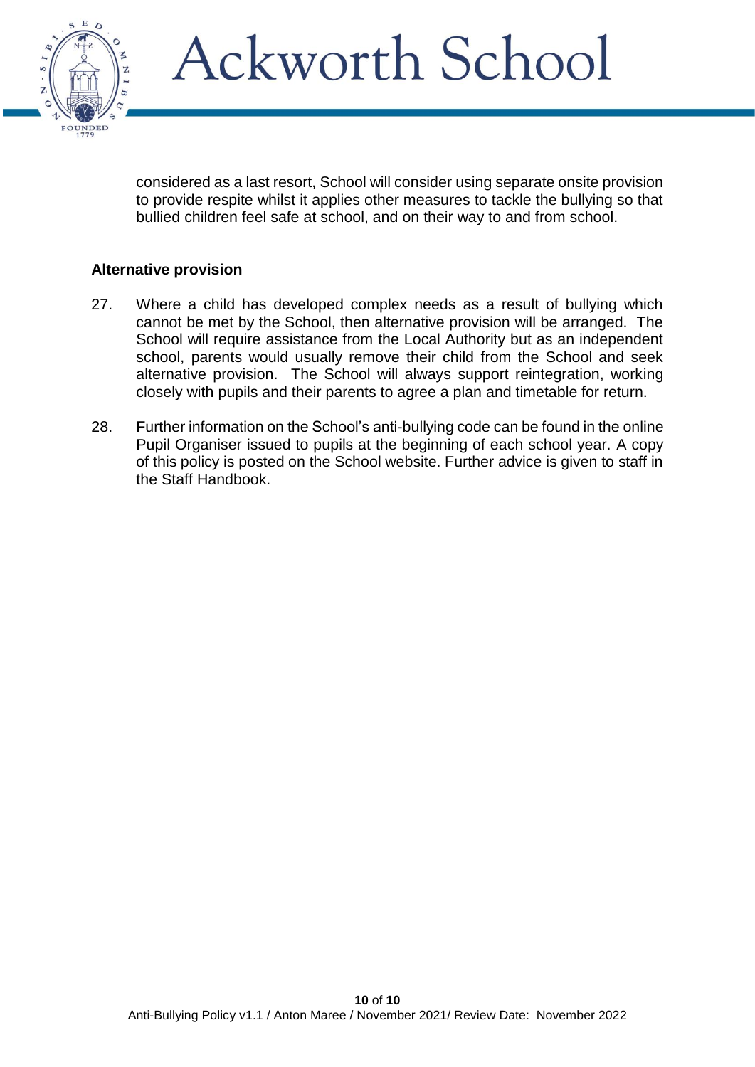considered as a last resort, School will consider using separate onsite provision to provide respite whilst it applies other measures to tackle the bullying so that bullied children feel safe at school, and on their way to and from school.

**Alternative provision**

27. Where a child has developed complex needs as a result of bullying which cannot be met by the School, then alternative provision will be arranged. The School will require assistance from the Local Authority but as an independent school, parents would usually remove their child from the School and seek alternative provision. The School will always support reintegration, working closely with pupils and their parents to agree a plan and timetable for return.

28. Further information on the School's anti-bullying code can be found in the online Pupil Organiser issued to pupils at the beginning of each school year. A copy of this policy is posted on the School website. Further advice is given to staff in the Staff Handbook.